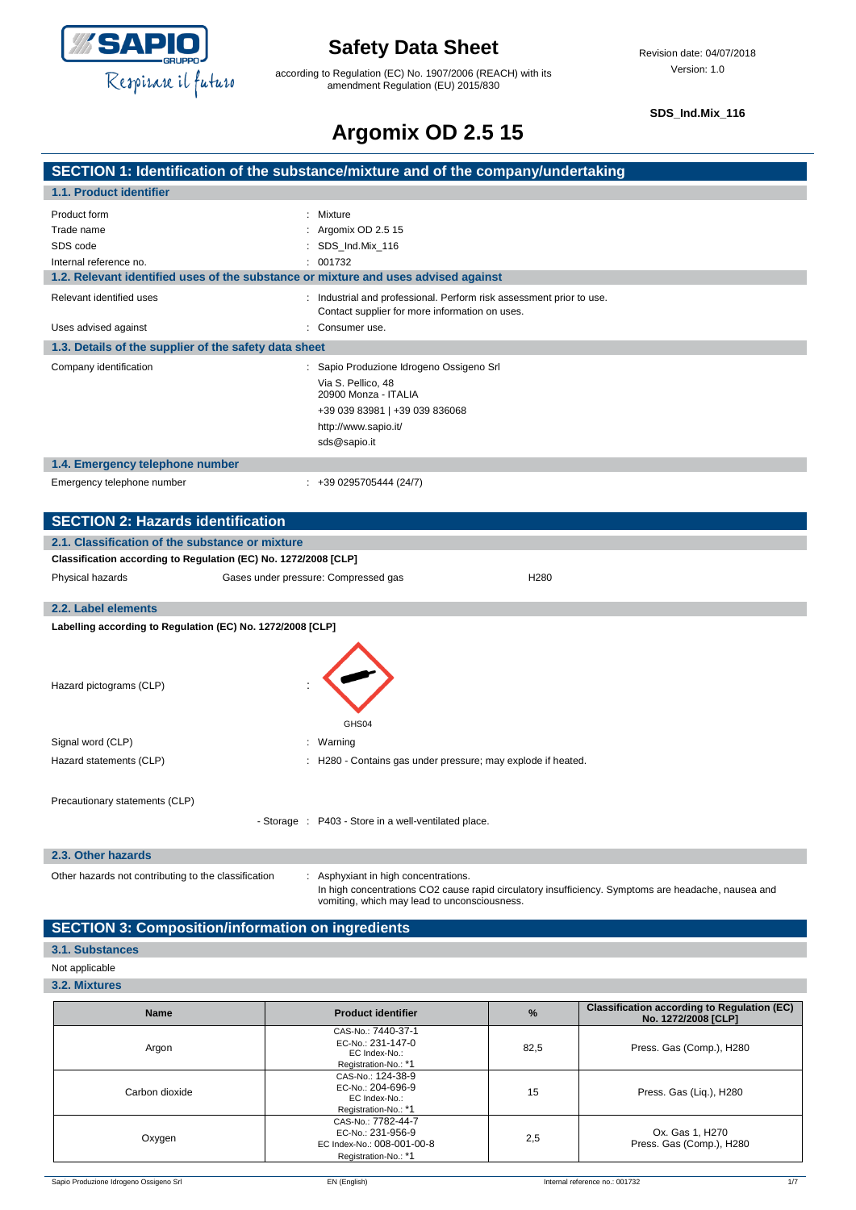# Safety Data Sheet

according to Regulation (EC) No. 1907/2006 (REACH) with its amendment Regulation (EU) 2015/830

Revision date: 04/07/2018
Version: 1.0

**SDS_Ind.Mix_116**

# Argomix OD 2.5 15

## SECTION 1: Identification of the substance/mixture and of the company/undertaking

### 1.1. Product identifier

Product form : Mixture
Trade name : Argomix OD 2.5 15
SDS code : SDS_Ind.Mix_116
Internal reference no. : 001732

### 1.2. Relevant identified uses of the substance or mixture and uses advised against

Relevant identified uses : Industrial and professional. Perform risk assessment prior to use. Contact supplier for more information on uses.
Uses advised against : Consumer use.

### 1.3. Details of the supplier of the safety data sheet

Company identification : Sapio Produzione Idrogeno Ossigeno Srl
Via S. Pellico, 48
20900 Monza - ITALIA
+39 039 83981 | +39 039 836068
http://www.sapio.it/
sds@sapio.it

### 1.4. Emergency telephone number

Emergency telephone number : +39 0295705444 (24/7)

## SECTION 2: Hazards identification

### 2.1. Classification of the substance or mixture

**Classification according to Regulation (EC) No. 1272/2008 [CLP]**

Physical hazards — Gases under pressure: Compressed gas — H280

### 2.2. Label elements

**Labelling according to Regulation (EC) No. 1272/2008 [CLP]**

Hazard pictograms (CLP) : GHS04

Signal word (CLP) : Warning
Hazard statements (CLP) : H280 - Contains gas under pressure; may explode if heated.

Precautionary statements (CLP)
- Storage : P403 - Store in a well-ventilated place.

### 2.3. Other hazards

Other hazards not contributing to the classification : Asphyxiant in high concentrations.
In high concentrations CO2 cause rapid circulatory insufficiency. Symptoms are headache, nausea and vomiting, which may lead to unconsciousness.

## SECTION 3: Composition/information on ingredients

### 3.1. Substances

Not applicable

### 3.2. Mixtures

| Name | Product identifier | % | Classification according to Regulation (EC) No. 1272/2008 [CLP] |
|---|---|---|---|
| Argon | CAS-No.: 7440-37-1<br>EC-No.: 231-147-0<br>EC Index-No.:<br>Registration-No.: *1 | 82,5 | Press. Gas (Comp.), H280 |
| Carbon dioxide | CAS-No.: 124-38-9<br>EC-No.: 204-696-9<br>EC Index-No.:<br>Registration-No.: *1 | 15 | Press. Gas (Liq.), H280 |
| Oxygen | CAS-No.: 7782-44-7<br>EC-No.: 231-956-9<br>EC Index-No.: 008-001-00-8<br>Registration-No.: *1 | 2,5 | Ox. Gas 1, H270<br>Press. Gas (Comp.), H280 |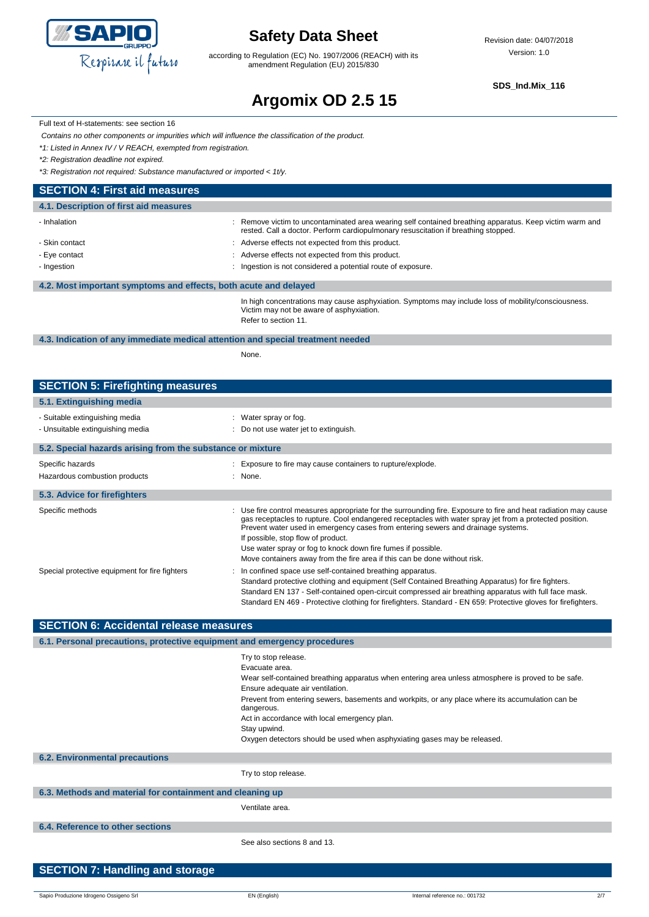Full text of H-statements: see section 16

*Contains no other components or impurities which will influence the classification of the product.*

*\*1: Listed in Annex IV / V REACH, exempted from registration.*

*\*2: Registration deadline not expired.*

*\*3: Registration not required: Substance manufactured or imported < 1t/y.*

## SECTION 4: First aid measures

### 4.1. Description of first aid measures

- Inhalation : Remove victim to uncontaminated area wearing self contained breathing apparatus. Keep victim warm and rested. Call a doctor. Perform cardiopulmonary resuscitation if breathing stopped.
- Skin contact : Adverse effects not expected from this product.
- Eye contact : Adverse effects not expected from this product.
- Ingestion : Ingestion is not considered a potential route of exposure.

### 4.2. Most important symptoms and effects, both acute and delayed

In high concentrations may cause asphyxiation. Symptoms may include loss of mobility/consciousness. Victim may not be aware of asphyxiation.

Refer to section 11.

### 4.3. Indication of any immediate medical attention and special treatment needed

None.

## SECTION 5: Firefighting measures

### 5.1. Extinguishing media

- Suitable extinguishing media : Water spray or fog.
- Unsuitable extinguishing media : Do not use water jet to extinguish.

### 5.2. Special hazards arising from the substance or mixture

Specific hazards : Exposure to fire may cause containers to rupture/explode.

Hazardous combustion products : None.

### 5.3. Advice for firefighters

Specific methods : Use fire control measures appropriate for the surrounding fire. Exposure to fire and heat radiation may cause gas receptacles to rupture. Cool endangered receptacles with water spray jet from a protected position. Prevent water used in emergency cases from entering sewers and drainage systems.

If possible, stop flow of product.

Use water spray or fog to knock down fire fumes if possible.

Move containers away from the fire area if this can be done without risk.

Special protective equipment for fire fighters : In confined space use self-contained breathing apparatus.

Standard protective clothing and equipment (Self Contained Breathing Apparatus) for fire fighters.

Standard EN 137 - Self-contained open-circuit compressed air breathing apparatus with full face mask.

Standard EN 469 - Protective clothing for firefighters. Standard - EN 659: Protective gloves for firefighters.

## SECTION 6: Accidental release measures

### 6.1. Personal precautions, protective equipment and emergency procedures

Try to stop release.

Evacuate area.

Wear self-contained breathing apparatus when entering area unless atmosphere is proved to be safe.

Ensure adequate air ventilation.

Prevent from entering sewers, basements and workpits, or any place where its accumulation can be dangerous.

Act in accordance with local emergency plan.

Stay upwind.

Oxygen detectors should be used when asphyxiating gases may be released.

### 6.2. Environmental precautions

Try to stop release.

### 6.3. Methods and material for containment and cleaning up

Ventilate area.

### 6.4. Reference to other sections

See also sections 8 and 13.

## SECTION 7: Handling and storage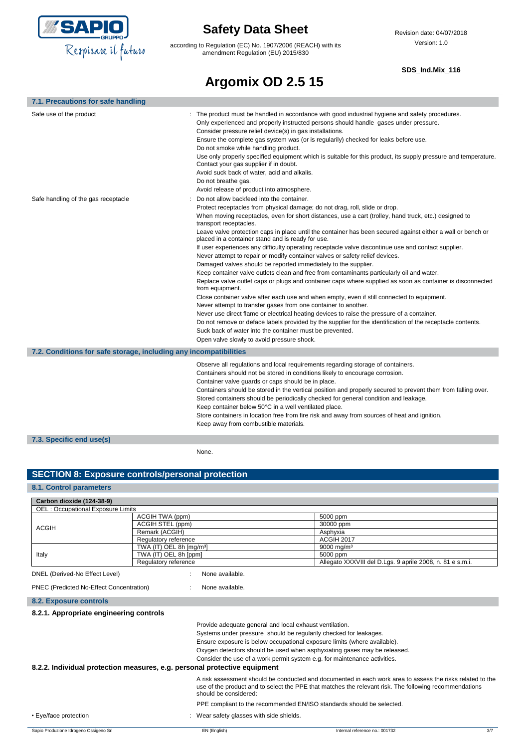### 7.1. Precautions for safe handling

Safe use of the product : The product must be handled in accordance with good industrial hygiene and safety procedures.
Only experienced and properly instructed persons should handle gases under pressure.
Consider pressure relief device(s) in gas installations.
Ensure the complete gas system was (or is regularly) checked for leaks before use.
Do not smoke while handling product.
Use only properly specified equipment which is suitable for this product, its supply pressure and temperature. Contact your gas supplier if in doubt.
Avoid suck back of water, acid and alkalis.
Do not breathe gas.
Avoid release of product into atmosphere.

Safe handling of the gas receptacle : Do not allow backfeed into the container.
Protect receptacles from physical damage; do not drag, roll, slide or drop.
When moving receptacles, even for short distances, use a cart (trolley, hand truck, etc.) designed to transport receptacles.
Leave valve protection caps in place until the container has been secured against either a wall or bench or placed in a container stand and is ready for use.
If user experiences any difficulty operating receptacle valve discontinue use and contact supplier.
Never attempt to repair or modify container valves or safety relief devices.
Damaged valves should be reported immediately to the supplier.
Keep container valve outlets clean and free from contaminants particularly oil and water.
Replace valve outlet caps or plugs and container caps where supplied as soon as container is disconnected from equipment.
Close container valve after each use and when empty, even if still connected to equipment.
Never attempt to transfer gases from one container to another.
Never use direct flame or electrical heating devices to raise the pressure of a container.
Do not remove or deface labels provided by the supplier for the identification of the receptacle contents.
Suck back of water into the container must be prevented.
Open valve slowly to avoid pressure shock.

### 7.2. Conditions for safe storage, including any incompatibilities

Observe all regulations and local requirements regarding storage of containers.
Containers should not be stored in conditions likely to encourage corrosion.
Container valve guards or caps should be in place.
Containers should be stored in the vertical position and properly secured to prevent them from falling over.
Stored containers should be periodically checked for general condition and leakage.
Keep container below 50°C in a well ventilated place.
Store containers in location free from fire risk and away from sources of heat and ignition.
Keep away from combustible materials.

### 7.3. Specific end use(s)

None.

## SECTION 8: Exposure controls/personal protection

### 8.1. Control parameters

| Carbon dioxide (124-38-9) | | |
|---|---|---|
| OEL : Occupational Exposure Limits | | |
| ACGIH | ACGIH TWA (ppm) | 5000 ppm |
| | ACGIH STEL (ppm) | 30000 ppm |
| | Remark (ACGIH) | Asphyxia |
| | Regulatory reference | ACGIH 2017 |
| Italy | TWA (IT) OEL 8h [mg/m³] | 9000 mg/m³ |
| | TWA (IT) OEL 8h [ppm] | 5000 ppm |
| | Regulatory reference | Allegato XXXVIII del D.Lgs. 9 aprile 2008, n. 81 e s.m.i. |

DNEL (Derived-No Effect Level) : None available.

PNEC (Predicted No-Effect Concentration) : None available.

### 8.2. Exposure controls

#### 8.2.1. Appropriate engineering controls

Provide adequate general and local exhaust ventilation.
Systems under pressure should be regularily checked for leakages.
Ensure exposure is below occupational exposure limits (where available).
Oxygen detectors should be used when asphyxiating gases may be released.
Consider the use of a work permit system e.g. for maintenance activities.

#### 8.2.2. Individual protection measures, e.g. personal protective equipment

A risk assessment should be conducted and documented in each work area to assess the risks related to the use of the product and to select the PPE that matches the relevant risk. The following recommendations should be considered:

PPE compliant to the recommended EN/ISO standards should be selected.

• Eye/face protection : Wear safety glasses with side shields.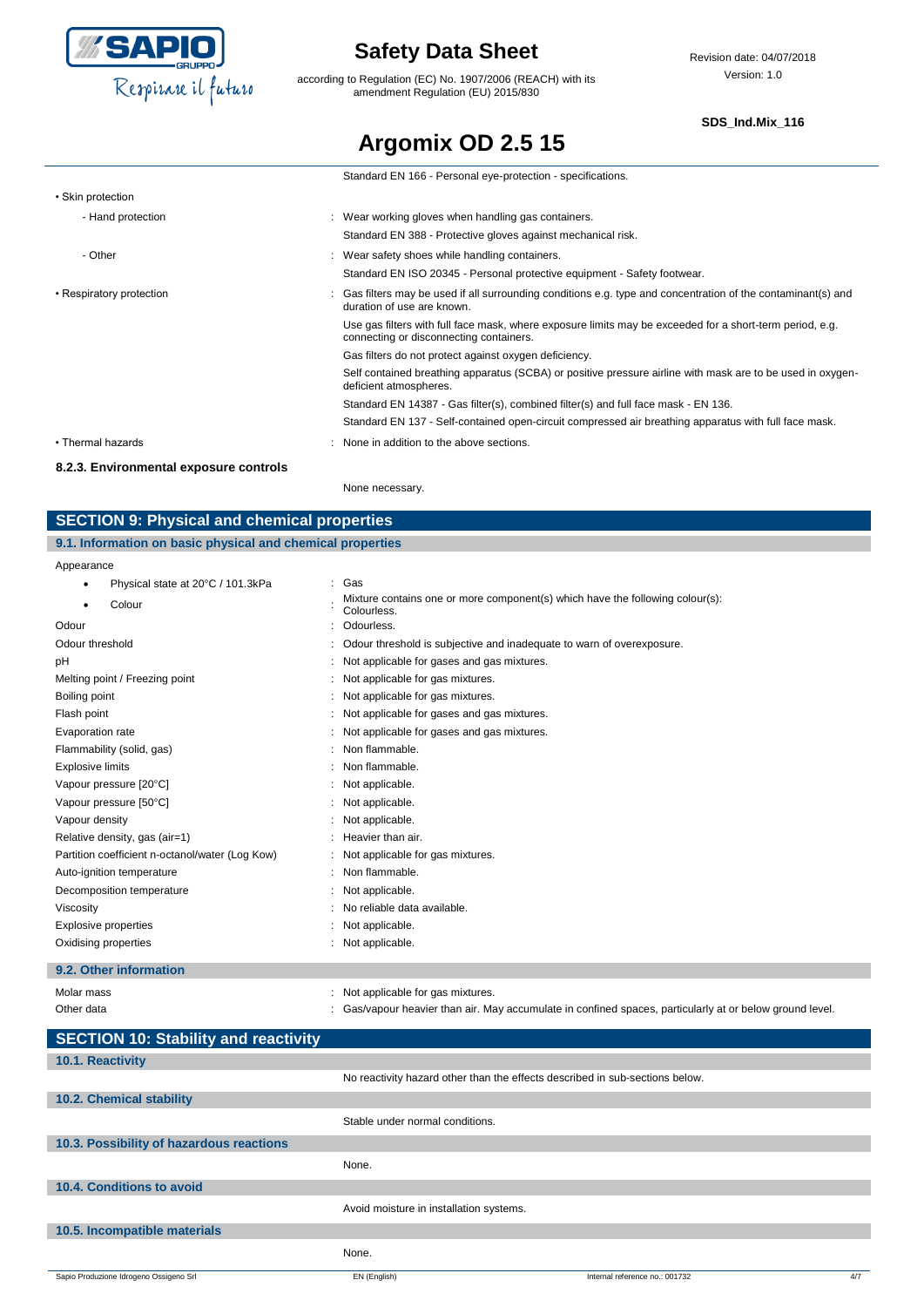Standard EN 166 - Personal eye-protection - specifications.

| | |
|---|---|
| • Skin protection | |
| - Hand protection | : Wear working gloves when handling gas containers. |
| | Standard EN 388 - Protective gloves against mechanical risk. |
| - Other | : Wear safety shoes while handling containers. |
| | Standard EN ISO 20345 - Personal protective equipment - Safety footwear. |
| • Respiratory protection | : Gas filters may be used if all surrounding conditions e.g. type and concentration of the contaminant(s) and duration of use are known. |
| | Use gas filters with full face mask, where exposure limits may be exceeded for a short-term period, e.g. connecting or disconnecting containers. |
| | Gas filters do not protect against oxygen deficiency. |
| | Self contained breathing apparatus (SCBA) or positive pressure airline with mask are to be used in oxygen-deficient atmospheres. |
| | Standard EN 14387 - Gas filter(s), combined filter(s) and full face mask - EN 136. |
| | Standard EN 137 - Self-contained open-circuit compressed air breathing apparatus with full face mask. |
| • Thermal hazards | : None in addition to the above sections. |

### 8.2.3. Environmental exposure controls

None necessary.

## SECTION 9: Physical and chemical properties

### 9.1. Information on basic physical and chemical properties

| | |
|---|---|
| Appearance | |
| • Physical state at 20°C / 101.3kPa | : Gas |
| • Colour | : Mixture contains one or more component(s) which have the following colour(s): Colourless. |
| Odour | : Odourless. |
| Odour threshold | : Odour threshold is subjective and inadequate to warn of overexposure. |
| pH | : Not applicable for gases and gas mixtures. |
| Melting point / Freezing point | : Not applicable for gas mixtures. |
| Boiling point | : Not applicable for gas mixtures. |
| Flash point | : Not applicable for gases and gas mixtures. |
| Evaporation rate | : Not applicable for gases and gas mixtures. |
| Flammability (solid, gas) | : Non flammable. |
| Explosive limits | : Non flammable. |
| Vapour pressure [20°C] | : Not applicable. |
| Vapour pressure [50°C] | : Not applicable. |
| Vapour density | : Not applicable. |
| Relative density, gas (air=1) | : Heavier than air. |
| Partition coefficient n-octanol/water (Log Kow) | : Not applicable for gas mixtures. |
| Auto-ignition temperature | : Non flammable. |
| Decomposition temperature | : Not applicable. |
| Viscosity | : No reliable data available. |
| Explosive properties | : Not applicable. |
| Oxidising properties | : Not applicable. |

### 9.2. Other information

| | |
|---|---|
| Molar mass | : Not applicable for gas mixtures. |
| Other data | : Gas/vapour heavier than air. May accumulate in confined spaces, particularly at or below ground level. |

## SECTION 10: Stability and reactivity

### 10.1. Reactivity

No reactivity hazard other than the effects described in sub-sections below.

### 10.2. Chemical stability

Stable under normal conditions.

### 10.3. Possibility of hazardous reactions

None.

### 10.4. Conditions to avoid

Avoid moisture in installation systems.

### 10.5. Incompatible materials

None.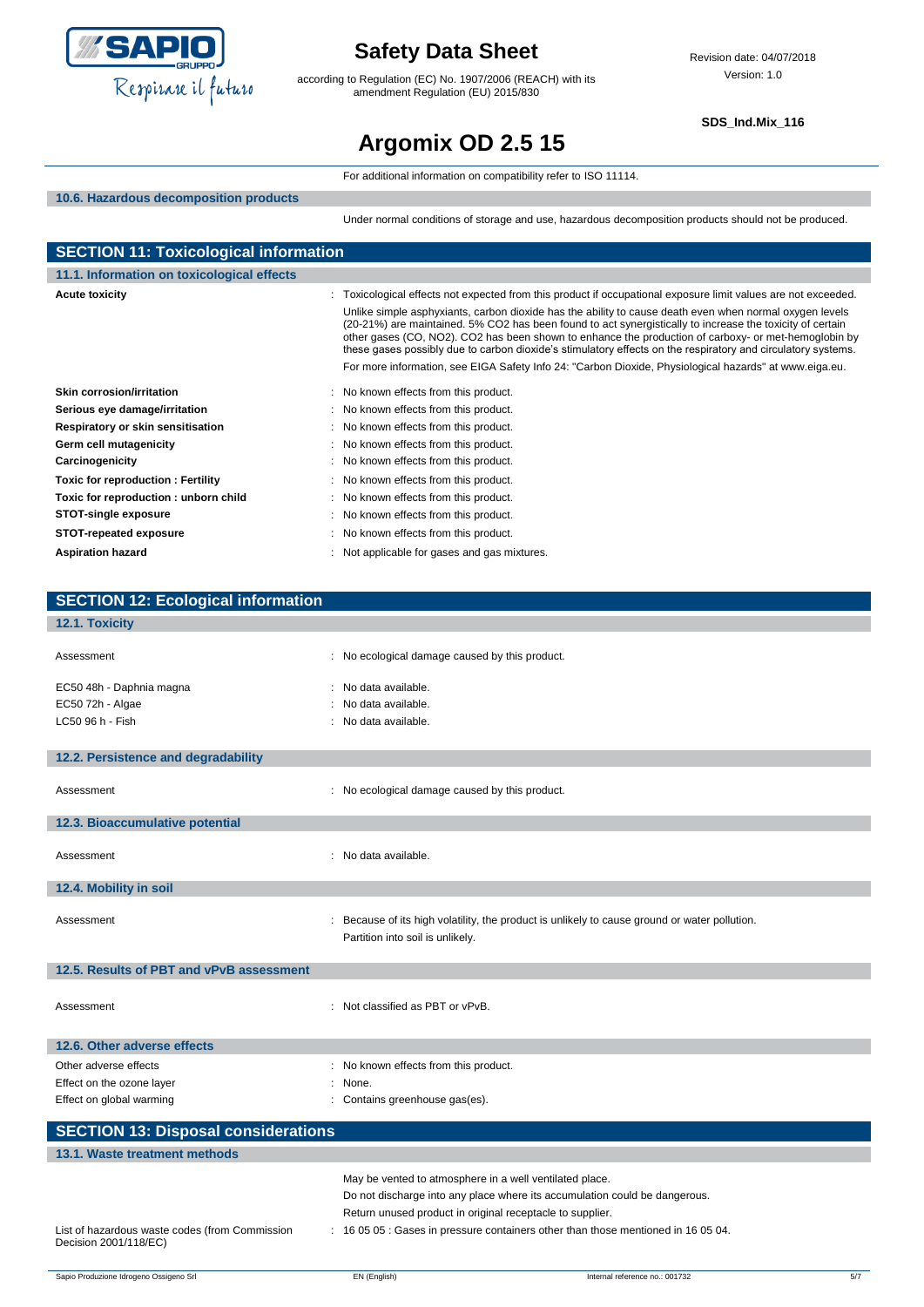For additional information on compatibility refer to ISO 11114.

### 10.6. Hazardous decomposition products

Under normal conditions of storage and use, hazardous decomposition products should not be produced.

## SECTION 11: Toxicological information

### 11.1. Information on toxicological effects

**Acute toxicity** : Toxicological effects not expected from this product if occupational exposure limit values are not exceeded.

Unlike simple asphyxiants, carbon dioxide has the ability to cause death even when normal oxygen levels (20-21%) are maintained. 5% CO2 has been found to act synergistically to increase the toxicity of certain other gases (CO, NO2). CO2 has been shown to enhance the production of carboxy- or met-hemoglobin by these gases possibly due to carbon dioxide's stimulatory effects on the respiratory and circulatory systems.

For more information, see EIGA Safety Info 24: "Carbon Dioxide, Physiological hazards" at www.eiga.eu.

| | |
|---|---|
| **Skin corrosion/irritation** | : No known effects from this product. |
| **Serious eye damage/irritation** | : No known effects from this product. |
| **Respiratory or skin sensitisation** | : No known effects from this product. |
| **Germ cell mutagenicity** | : No known effects from this product. |
| **Carcinogenicity** | : No known effects from this product. |
| **Toxic for reproduction : Fertility** | : No known effects from this product. |
| **Toxic for reproduction : unborn child** | : No known effects from this product. |
| **STOT-single exposure** | : No known effects from this product. |
| **STOT-repeated exposure** | : No known effects from this product. |
| **Aspiration hazard** | : Not applicable for gases and gas mixtures. |

## SECTION 12: Ecological information

### 12.1. Toxicity

| | |
|---|---|
| Assessment | : No ecological damage caused by this product. |
| EC50 48h - Daphnia magna | : No data available. |
| EC50 72h - Algae | : No data available. |
| LC50 96 h - Fish | : No data available. |

### 12.2. Persistence and degradability

Assessment : No ecological damage caused by this product.

### 12.3. Bioaccumulative potential

Assessment : No data available.

### 12.4. Mobility in soil

Assessment : Because of its high volatility, the product is unlikely to cause ground or water pollution.
Partition into soil is unlikely.

### 12.5. Results of PBT and vPvB assessment

Assessment : Not classified as PBT or vPvB.

### 12.6. Other adverse effects

| | |
|---|---|
| Other adverse effects | : No known effects from this product. |
| Effect on the ozone layer | : None. |
| Effect on global warming | : Contains greenhouse gas(es). |

## SECTION 13: Disposal considerations

### 13.1. Waste treatment methods

May be vented to atmosphere in a well ventilated place.
Do not discharge into any place where its accumulation could be dangerous.
Return unused product in original receptacle to supplier.

List of hazardous waste codes (from Commission Decision 2001/118/EC) : 16 05 05 : Gases in pressure containers other than those mentioned in 16 05 04.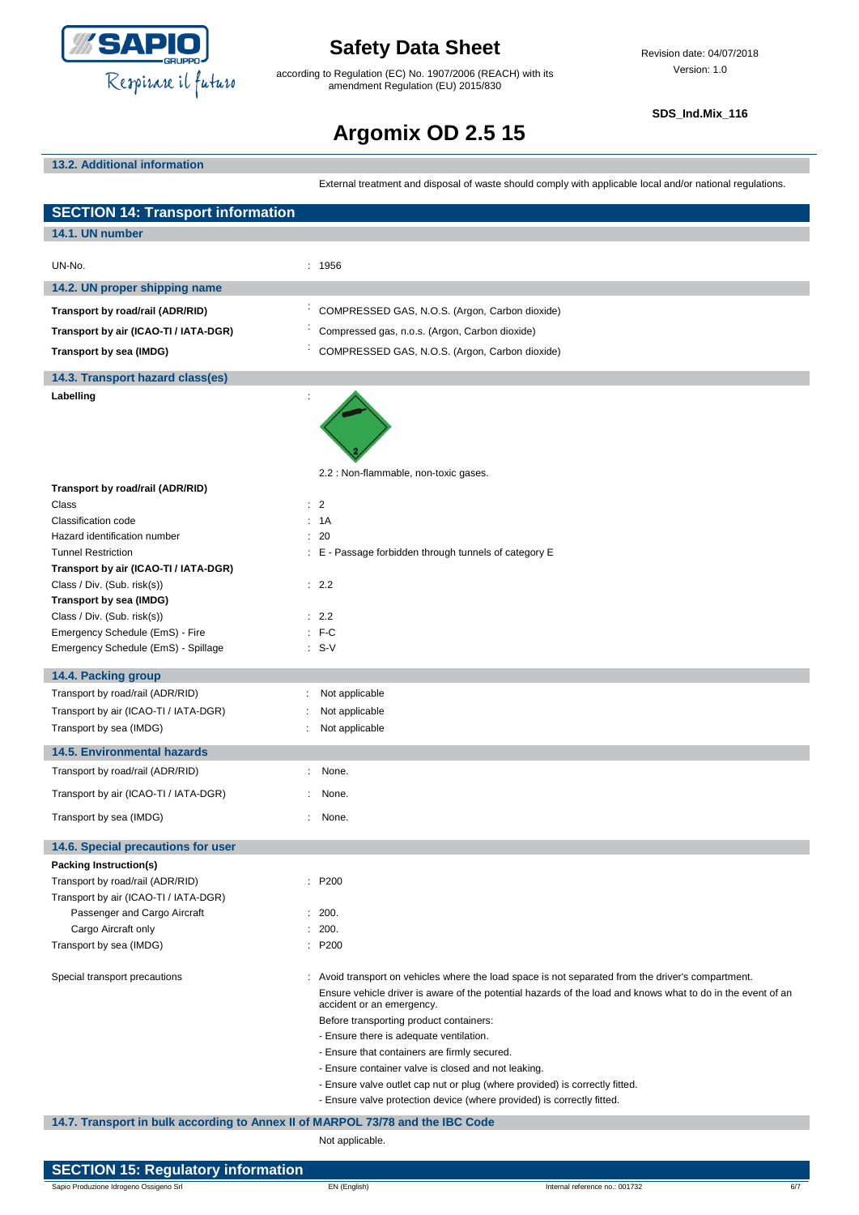### 13.2. Additional information

External treatment and disposal of waste should comply with applicable local and/or national regulations.

## SECTION 14: Transport information

### 14.1. UN number

| | |
|---|---|
| UN-No. | : 1956 |

### 14.2. UN proper shipping name

| | |
|---|---|
| **Transport by road/rail (ADR/RID)** | : COMPRESSED GAS, N.O.S. (Argon, Carbon dioxide) |
| **Transport by air (ICAO-TI / IATA-DGR)** | : Compressed gas, n.o.s. (Argon, Carbon dioxide) |
| **Transport by sea (IMDG)** | : COMPRESSED GAS, N.O.S. (Argon, Carbon dioxide) |

### 14.3. Transport hazard class(es)

**Labelling** :

2.2 : Non-flammable, non-toxic gases.

| | |
|---|---|
| **Transport by road/rail (ADR/RID)** | |
| Class | : 2 |
| Classification code | : 1A |
| Hazard identification number | : 20 |
| Tunnel Restriction | : E - Passage forbidden through tunnels of category E |
| **Transport by air (ICAO-TI / IATA-DGR)** | |
| Class / Div. (Sub. risk(s)) | : 2.2 |
| **Transport by sea (IMDG)** | |
| Class / Div. (Sub. risk(s)) | : 2.2 |
| Emergency Schedule (EmS) - Fire | : F-C |
| Emergency Schedule (EmS) - Spillage | : S-V |

### 14.4. Packing group

| | |
|---|---|
| Transport by road/rail (ADR/RID) | : Not applicable |
| Transport by air (ICAO-TI / IATA-DGR) | : Not applicable |
| Transport by sea (IMDG) | : Not applicable |

### 14.5. Environmental hazards

| | |
|---|---|
| Transport by road/rail (ADR/RID) | : None. |
| Transport by air (ICAO-TI / IATA-DGR) | : None. |
| Transport by sea (IMDG) | : None. |

### 14.6. Special precautions for user

| | |
|---|---|
| **Packing Instruction(s)** | |
| Transport by road/rail (ADR/RID) | : P200 |
| Transport by air (ICAO-TI / IATA-DGR) | |
| Passenger and Cargo Aircraft | : 200. |
| Cargo Aircraft only | : 200. |
| Transport by sea (IMDG) | : P200 |

Special transport precautions : Avoid transport on vehicles where the load space is not separated from the driver's compartment.

Ensure vehicle driver is aware of the potential hazards of the load and knows what to do in the event of an accident or an emergency.

Before transporting product containers:

- Ensure there is adequate ventilation.
- Ensure that containers are firmly secured.
- Ensure container valve is closed and not leaking.
- Ensure valve outlet cap nut or plug (where provided) is correctly fitted.
- Ensure valve protection device (where provided) is correctly fitted.

### 14.7. Transport in bulk according to Annex II of MARPOL 73/78 and the IBC Code

Not applicable.

## SECTION 15: Regulatory information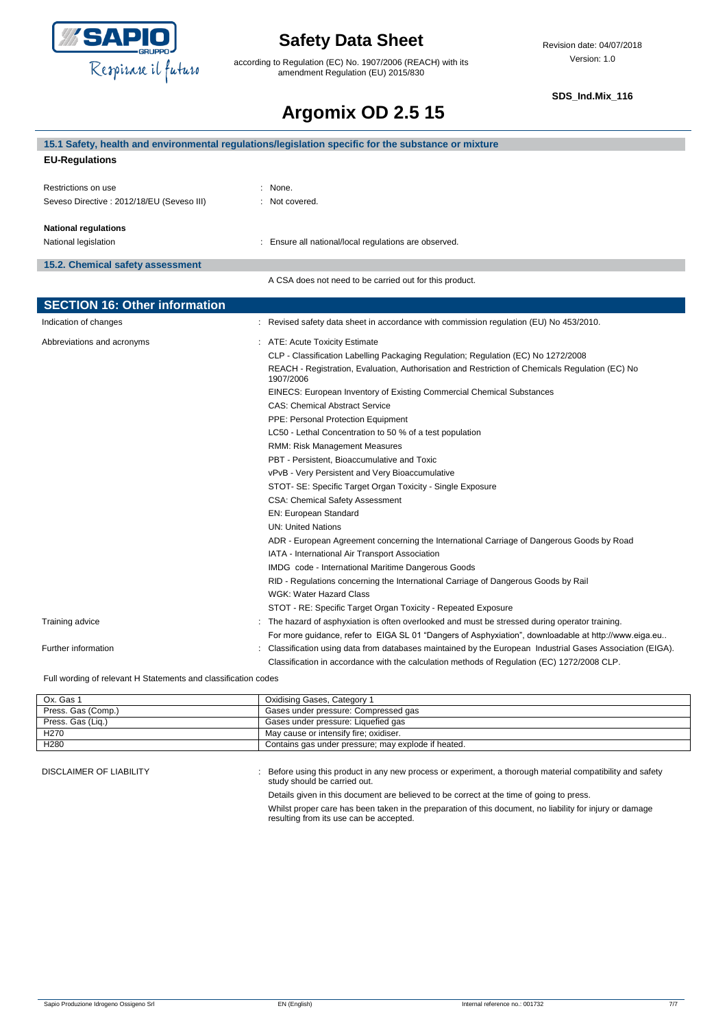### 15.1 Safety, health and environmental regulations/legislation specific for the substance or mixture

**EU-Regulations**

Restrictions on use : None.

Seveso Directive : 2012/18/EU (Seveso III) : Not covered.

**National regulations**

National legislation : Ensure all national/local regulations are observed.

### 15.2. Chemical safety assessment

A CSA does not need to be carried out for this product.

## SECTION 16: Other information

Indication of changes : Revised safety data sheet in accordance with commission regulation (EU) No 453/2010.

Abbreviations and acronyms :
- ATE: Acute Toxicity Estimate
- CLP - Classification Labelling Packaging Regulation; Regulation (EC) No 1272/2008
- REACH - Registration, Evaluation, Authorisation and Restriction of Chemicals Regulation (EC) No 1907/2006
- EINECS: European Inventory of Existing Commercial Chemical Substances
- CAS: Chemical Abstract Service
- PPE: Personal Protection Equipment
- LC50 - Lethal Concentration to 50 % of a test population
- RMM: Risk Management Measures
- PBT - Persistent, Bioaccumulative and Toxic
- vPvB - Very Persistent and Very Bioaccumulative
- STOT- SE: Specific Target Organ Toxicity - Single Exposure
- CSA: Chemical Safety Assessment
- EN: European Standard
- UN: United Nations
- ADR - European Agreement concerning the International Carriage of Dangerous Goods by Road
- IATA - International Air Transport Association
- IMDG code - International Maritime Dangerous Goods
- RID - Regulations concerning the International Carriage of Dangerous Goods by Rail
- WGK: Water Hazard Class
- STOT - RE: Specific Target Organ Toxicity - Repeated Exposure

Training advice : The hazard of asphyxiation is often overlooked and must be stressed during operator training.
For more guidance, refer to EIGA SL 01 "Dangers of Asphyxiation", downloadable at http://www.eiga.eu..

Further information : Classification using data from databases maintained by the European Industrial Gases Association (EIGA).
Classification in accordance with the calculation methods of Regulation (EC) 1272/2008 CLP.

Full wording of relevant H Statements and classification codes

| | |
|---|---|
| Ox. Gas 1 | Oxidising Gases, Category 1 |
| Press. Gas (Comp.) | Gases under pressure: Compressed gas |
| Press. Gas (Liq.) | Gases under pressure: Liquefied gas |
| H270 | May cause or intensify fire; oxidiser. |
| H280 | Contains gas under pressure; may explode if heated. |

DISCLAIMER OF LIABILITY : Before using this product in any new process or experiment, a thorough material compatibility and safety study should be carried out.

Details given in this document are believed to be correct at the time of going to press.

Whilst proper care has been taken in the preparation of this document, no liability for injury or damage resulting from its use can be accepted.